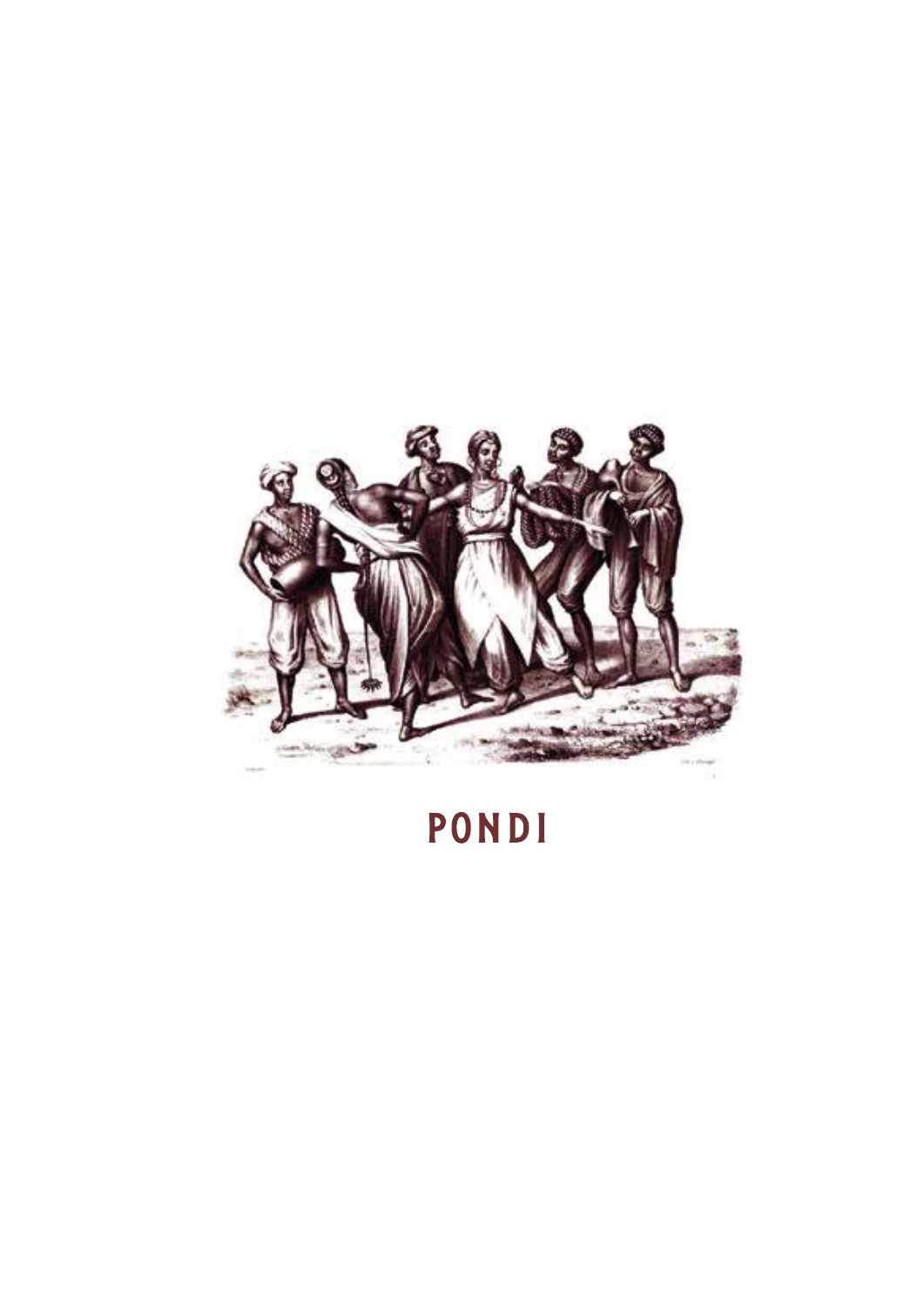# PONDI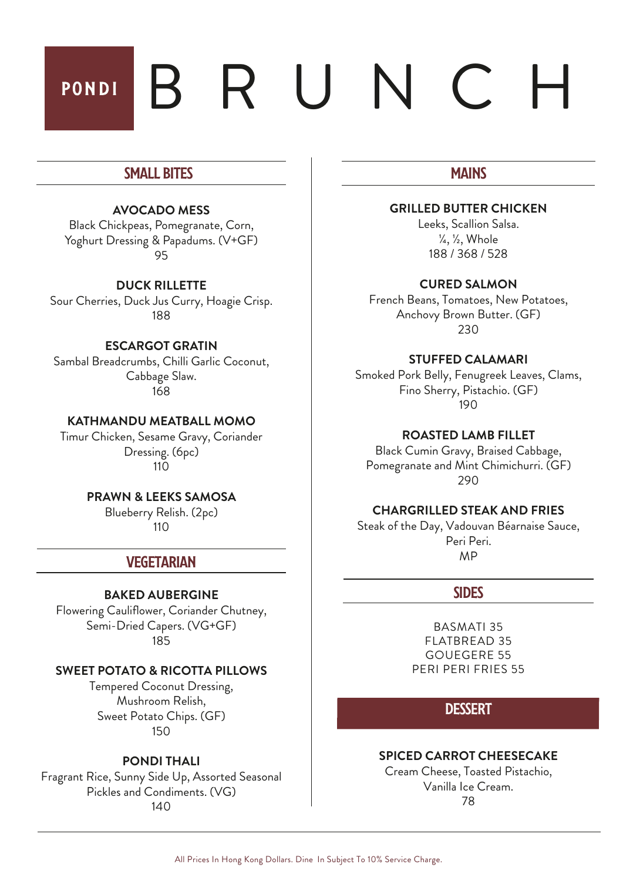PONDI

# BRUNCH

## SMALL BITES

### AVOCADO MESS
Black Chickpeas, Pomegranate, Corn, Yoghurt Dressing & Papadums. (V+GF)
95

### DUCK RILLETTE
Sour Cherries, Duck Jus Curry, Hoagie Crisp.
188

### ESCARGOT GRATIN
Sambal Breadcrumbs, Chilli Garlic Coconut, Cabbage Slaw.
168

### KATHMANDU MEATBALL MOMO
Timur Chicken, Sesame Gravy, Coriander Dressing. (6pc)
110

### PRAWN & LEEKS SAMOSA
Blueberry Relish. (2pc)
110

## VEGETARIAN

### BAKED AUBERGINE
Flowering Cauliflower, Coriander Chutney, Semi-Dried Capers. (VG+GF)
185

### SWEET POTATO & RICOTTA PILLOWS
Tempered Coconut Dressing, Mushroom Relish, Sweet Potato Chips. (GF)
150

### PONDI THALI
Fragrant Rice, Sunny Side Up, Assorted Seasonal Pickles and Condiments. (VG)
140

## MAINS

### GRILLED BUTTER CHICKEN
Leeks, Scallion Salsa.
¼, ½, Whole
188 / 368 / 528

### CURED SALMON
French Beans, Tomatoes, New Potatoes, Anchovy Brown Butter. (GF)
230

### STUFFED CALAMARI
Smoked Pork Belly, Fenugreek Leaves, Clams, Fino Sherry, Pistachio. (GF)
190

### ROASTED LAMB FILLET
Black Cumin Gravy, Braised Cabbage, Pomegranate and Mint Chimichurri. (GF)
290

### CHARGRILLED STEAK AND FRIES
Steak of the Day, Vadouvan Béarnaise Sauce, Peri Peri.
MP

## SIDES

BASMATI 35
FLATBREAD 35
GOUEGERE 55
PERI PERI FRIES 55

## DESSERT

### SPICED CARROT CHEESECAKE
Cream Cheese, Toasted Pistachio, Vanilla Ice Cream.
78

All Prices In Hong Kong Dollars. Dine In Subject To 10% Service Charge.